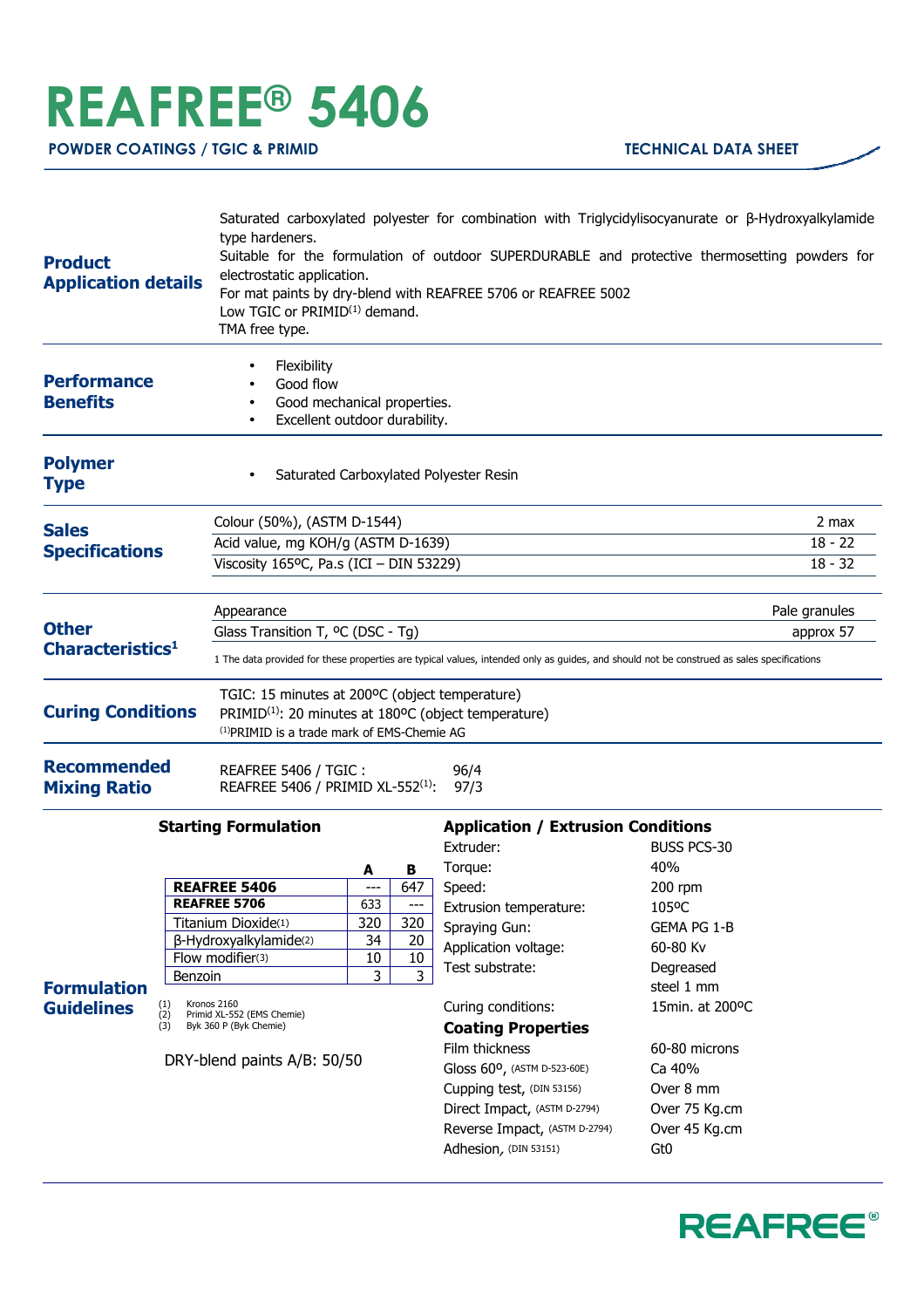# REAFREE® 5406

**POWDER COATINGS / TGIC & PRIMID** — **TECHNICAL DATA SHEET**

## Product Application details

Saturated carboxylated polyester for combination with Triglycidylisocyanurate or β-Hydroxyalkylamide type hardeners.
Suitable for the formulation of outdoor SUPERDURABLE and protective thermosetting powders for electrostatic application.
For mat paints by dry-blend with REAFREE 5706 or REAFREE 5002
Low TGIC or PRIMID[(1)] demand.
TMA free type.

## Performance Benefits

- Flexibility
- Good flow
- Good mechanical properties.
- Excellent outdoor durability.

## Polymer Type

- Saturated Carboxylated Polyester Resin

## Sales Specifications

| Property | Value |
|---|---|
| Colour (50%), (ASTM D-1544) | 2 max |
| Acid value, mg KOH/g (ASTM D-1639) | 18 - 22 |
| Viscosity 165ºC, Pa.s (ICI – DIN 53229) | 18 - 32 |

## Other Characteristics[1]

| Property | Value |
|---|---|
| Appearance | Pale granules |
| Glass Transition T, ºC (DSC - Tg) | approx 57 |

1 The data provided for these properties are typical values, intended only as guides, and should not be construed as sales specifications

## Curing Conditions

TGIC: 15 minutes at 200ºC (object temperature)
PRIMID[(1)]: 20 minutes at 180ºC (object temperature)
[(1)]PRIMID is a trade mark of EMS-Chemie AG

## Recommended Mixing Ratio

REAFREE 5406 / TGIC : 96/4
REAFREE 5406 / PRIMID XL-552[(1)]: 97/3

## Formulation Guidelines

### Starting Formulation

| | A | B |
|---|---|---|
| **REAFREE 5406** | --- | 647 |
| **REAFREE 5706** | 633 | --- |
| Titanium Dioxide[(1)] | 320 | 320 |
| β-Hydroxyalkylamide[(2)] | 34 | 20 |
| Flow modifier[(3)] | 10 | 10 |
| Benzoin | 3 | 3 |

(1) Kronos 2160
(2) Primid XL-552 (EMS Chemie)
(3) Byk 360 P (Byk Chemie)

DRY-blend paints A/B: 50/50

### Application / Extrusion Conditions

| | |
|---|---|
| Extruder: | BUSS PCS-30 |
| Torque: | 40% |
| Speed: | 200 rpm |
| Extrusion temperature: | 105ºC |
| Spraying Gun: | GEMA PG 1-B |
| Application voltage: | 60-80 Kv |
| Test substrate: | Degreased steel 1 mm |
| Curing conditions: | 15min. at 200ºC |

### Coating Properties

| | |
|---|---|
| Film thickness | 60-80 microns |
| Gloss 60º, (ASTM D-523-60E) | Ca 40% |
| Cupping test, (DIN 53156) | Over 8 mm |
| Direct Impact, (ASTM D-2794) | Over 75 Kg.cm |
| Reverse Impact, (ASTM D-2794) | Over 45 Kg.cm |
| Adhesion, (DIN 53151) | Gt0 |

REAFREE®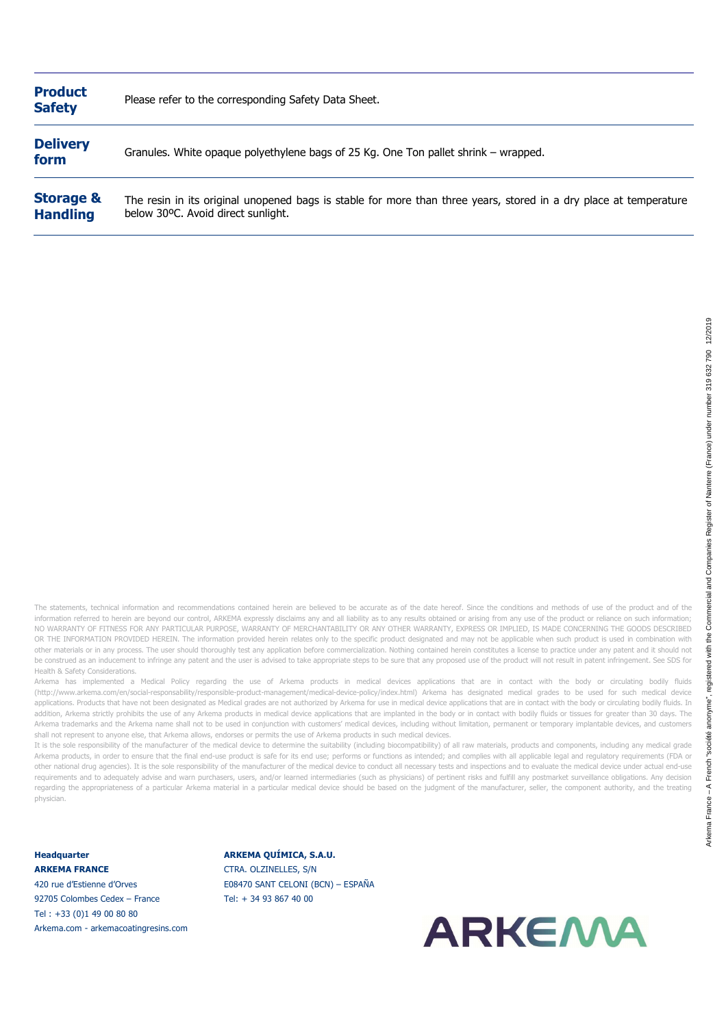| | |
|---|---|
| **Product Safety** | Please refer to the corresponding Safety Data Sheet. |
| **Delivery form** | Granules. White opaque polyethylene bags of 25 Kg. One Ton pallet shrink – wrapped. |
| **Storage & Handling** | The resin in its original unopened bags is stable for more than three years, stored in a dry place at temperature below 30ºC. Avoid direct sunlight. |

The statements, technical information and recommendations contained herein are believed to be accurate as of the date hereof. Since the conditions and methods of use of the product and of the information referred to herein are beyond our control, ARKEMA expressly disclaims any and all liability as to any results obtained or arising from any use of the product or reliance on such information; NO WARRANTY OF FITNESS FOR ANY PARTICULAR PURPOSE, WARRANTY OF MERCHANTABILITY OR ANY OTHER WARRANTY, EXPRESS OR IMPLIED, IS MADE CONCERNING THE GOODS DESCRIBED OR THE INFORMATION PROVIDED HEREIN. The information provided herein relates only to the specific product designated and may not be applicable when such product is used in combination with other materials or in any process. The user should thoroughly test any application before commercialization. Nothing contained herein constitutes a license to practice under any patent and it should not be construed as an inducement to infringe any patent and the user is advised to take appropriate steps to be sure that any proposed use of the product will not result in patent infringement. See SDS for Health & Safety Considerations.

Arkema has implemented a Medical Policy regarding the use of Arkema products in medical devices applications that are in contact with the body or circulating bodily fluids (http://www.arkema.com/en/social-responsability/responsible-product-management/medical-device-policy/index.html) Arkema has designated medical grades to be used for such medical device applications. Products that have not been designated as Medical grades are not authorized by Arkema for use in medical device applications that are in contact with the body or circulating bodily fluids. In addition, Arkema strictly prohibits the use of any Arkema products in medical device applications that are implanted in the body or in contact with bodily fluids or tissues for greater than 30 days. The Arkema trademarks and the Arkema name shall not to be used in conjunction with customers' medical devices, including without limitation, permanent or temporary implantable devices, and customers shall not represent to anyone else, that Arkema allows, endorses or permits the use of Arkema products in such medical devices.

It is the sole responsibility of the manufacturer of the medical device to determine the suitability (including biocompatibility) of all raw materials, products and components, including any medical grade Arkema products, in order to ensure that the final end-use product is safe for its end use; performs or functions as intended; and complies with all applicable legal and regulatory requirements (FDA or other national drug agencies). It is the sole responsibility of the manufacturer of the medical device to conduct all necessary tests and inspections and to evaluate the medical device under actual end-use requirements and to adequately advise and warn purchasers, users, and/or learned intermediaries (such as physicians) of pertinent risks and fulfill any postmarket surveillance obligations. Any decision regarding the appropriateness of a particular Arkema material in a particular medical device should be based on the judgment of the manufacturer, seller, the component authority, and the treating physician.

**Headquarter**
**ARKEMA FRANCE**
420 rue d'Estienne d'Orves
92705 Colombes Cedex – France
Tel : +33 (0)1 49 00 80 80
Arkema.com - arkemacoatingresins.com

**ARKEMA QUÍMICA, S.A.U.**
CTRA. OLZINELLES, S/N
E08470 SANT CELONI (BCN) – ESPAÑA
Tel: + 34 93 867 40 00

ARKEMA

Arkema France – A French "société anonyme", registered with the Commercial and Companies Register of Nanterre (France) under number 319 632 790 12/2019